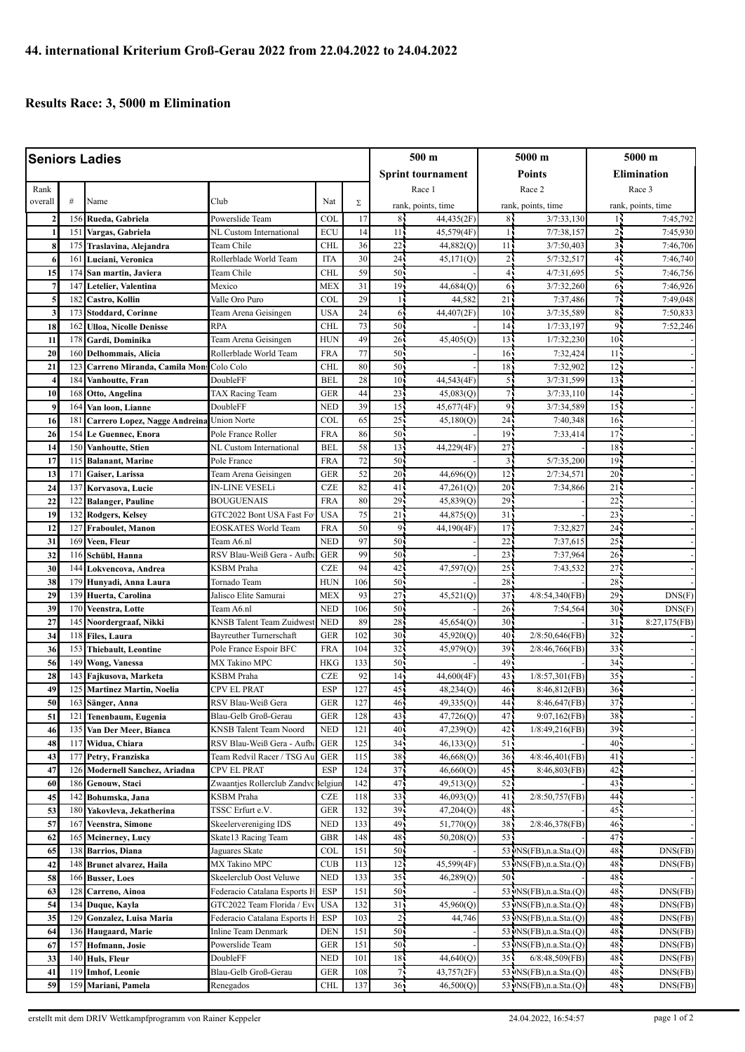# 44. international Kriterium Groß-Gerau 2022 from 22.04.2022 to 24.04.2022

## Results Race: 3, 5000 m Elimination

| Seniors Ladies | | | | | | 500 m | | 5000 m | | 5000 m | |
|---|---|---|---|---|---|---|---|---|---|---|---|
| | | | | | | Sprint tournament | | Points | | Elimination | |
| Rank overall | # | Name | Club | Nat | Σ | Race 1 rank, points, time | | Race 2 rank, points, time | | Race 3 rank, points, time | |
| 2 | 156 | Rueda, Gabriela | Powerslide Team | COL | 17 | 8 | 44,435(2F) | 8 | 3/7:33,130 | 1 | 7:45,792 |
| 1 | 151 | Vargas, Gabriela | NL Custom International | ECU | 14 | 11 | 45,579(4F) | 1 | 7/7:38,157 | 2 | 7:45,930 |
| 8 | 175 | Traslavina, Alejandra | Team Chile | CHL | 36 | 22 | 44,882(Q) | 11 | 3/7:50,403 | 3 | 7:46,706 |
| 6 | 161 | Luciani, Veronica | Rollerblade World Team | ITA | 30 | 24 | 45,171(Q) | 2 | 5/7:32,517 | 4 | 7:46,740 |
| 15 | 174 | San martin, Javiera | Team Chile | CHL | 59 | 50 | - | 4 | 4/7:31,695 | 5 | 7:46,756 |
| 7 | 147 | Letelier, Valentina | Mexico | MEX | 31 | 19 | 44,684(Q) | 6 | 3/7:32,260 | 6 | 7:46,926 |
| 5 | 182 | Castro, Kollin | Valle Oro Puro | COL | 29 | 1 | 44,582 | 21 | 7:37,486 | 7 | 7:49,048 |
| 3 | 173 | Stoddard, Corinne | Team Arena Geisingen | USA | 24 | 6 | 44,407(2F) | 10 | 3/7:35,589 | 8 | 7:50,833 |
| 18 | 162 | Ulloa, Nicolle Denisse | RPA | CHL | 73 | 50 | - | 14 | 1/7:33,197 | 9 | 7:52,246 |
| 11 | 178 | Gardi, Dominika | Team Arena Geisingen | HUN | 49 | 26 | 45,405(Q) | 13 | 1/7:32,230 | 10 | - |
| 20 | 160 | Delhommais, Alicia | Rollerblade World Team | FRA | 77 | 50 | - | 16 | 7:32,424 | 11 | - |
| 21 | 123 | Carreno Miranda, Camila Mon | Colo Colo | CHL | 80 | 50 | - | 18 | 7:32,902 | 12 | - |
| 4 | 184 | Vanhoutte, Fran | DoubleFF | BEL | 28 | 10 | 44,543(4F) | 5 | 3/7:31,599 | 13 | - |
| 10 | 168 | Otto, Angelina | TAX Racing Team | GER | 44 | 23 | 45,083(Q) | 7 | 3/7:33,110 | 14 | - |
| 9 | 164 | Van loon, Lianne | DoubleFF | NED | 39 | 15 | 45,677(4F) | 9 | 3/7:34,589 | 15 | - |
| 16 | 181 | Carrero Lopez, Nagge Andreina | Union Norte | COL | 65 | 25 | 45,180(Q) | 24 | 7:40,348 | 16 | - |
| 26 | 154 | Le Guennec, Enora | Pole France Roller | FRA | 86 | 50 | - | 19 | 7:33,414 | 17 | - |
| 14 | 150 | Vanhoutte, Stien | NL Custom International | BEL | 58 | 13 | 44,229(4F) | 27 | - | 18 | - |
| 17 | 115 | Balanant, Marine | Pole France | FRA | 72 | 50 | - | 3 | 5/7:35,200 | 19 | - |
| 13 | 171 | Gaiser, Larissa | Team Arena Geisingen | GER | 52 | 20 | 44,696(Q) | 12 | 2/7:34,571 | 20 | - |
| 24 | 137 | Korvasova, Lucie | IN-LINE VESELi | CZE | 82 | 41 | 47,261(Q) | 20 | 7:34,866 | 21 | - |
| 22 | 122 | Balanger, Pauline | BOUGUENAIS | FRA | 80 | 29 | 45,839(Q) | 29 | - | 22 | - |
| 19 | 132 | Rodgers, Kelsey | GTC2022 Bont USA Fast Fo | USA | 75 | 21 | 44,875(Q) | 31 | - | 23 | - |
| 12 | 127 | Fraboulet, Manon | EOSKATES World Team | FRA | 50 | 9 | 44,190(4F) | 17 | 7:32,827 | 24 | - |
| 31 | 169 | Veen, Fleur | Team A6.nl | NED | 97 | 50 | - | 22 | 7:37,615 | 25 | - |
| 32 | 116 | Schübl, Hanna | RSV Blau-Weiß Gera - Aufba | GER | 99 | 50 | - | 23 | 7:37,964 | 26 | - |
| 30 | 144 | Lokvencova, Andrea | KSBM Praha | CZE | 94 | 42 | 47,597(Q) | 25 | 7:43,532 | 27 | - |
| 38 | 179 | Hunyadi, Anna Laura | Tornado Team | HUN | 106 | 50 | - | 28 | - | 28 | - |
| 29 | 139 | Huerta, Carolina | Jalisco Elite Samurai | MEX | 93 | 27 | 45,521(Q) | 37 | 4/8:54,340(FB) | 29 | DNS(F) |
| 39 | 170 | Veenstra, Lotte | Team A6.nl | NED | 106 | 50 | - | 26 | 7:54,564 | 30 | DNS(F) |
| 27 | 145 | Noordergraaf, Nikki | KNSB Talent Team Zuidwest | NED | 89 | 28 | 45,654(Q) | 30 | - | 31 | 8:27,175(FB) |
| 34 | 118 | Files, Laura | Bayreuther Turnerschaft | GER | 102 | 30 | 45,920(Q) | 40 | 2/8:50,646(FB) | 32 | - |
| 36 | 153 | Thiebault, Leontine | Pole France Espoir BFC | FRA | 104 | 32 | 45,979(Q) | 39 | 2/8:46,766(FB) | 33 | - |
| 56 | 149 | Wong, Vanessa | MX Takino MPC | HKG | 133 | 50 | - | 49 | - | 34 | - |
| 28 | 143 | Fajkusova, Marketa | KSBM Praha | CZE | 92 | 14 | 44,600(4F) | 43 | 1/8:57,301(FB) | 35 | - |
| 49 | 125 | Martinez Martin, Noelia | CPV EL PRAT | ESP | 127 | 45 | 48,234(Q) | 46 | 8:46,812(FB) | 36 | - |
| 50 | 163 | Sänger, Anna | RSV Blau-Weiß Gera | GER | 127 | 46 | 49,335(Q) | 44 | 8:46,647(FB) | 37 | - |
| 51 | 121 | Tenenbaum, Eugenia | Blau-Gelb Groß-Gerau | GER | 128 | 43 | 47,726(Q) | 47 | 9:07,162(FB) | 38 | - |
| 46 | 135 | Van Der Meer, Bianca | KNSB Talent Team Noord | NED | 121 | 40 | 47,239(Q) | 42 | 1/8:49,216(FB) | 39 | - |
| 48 | 117 | Widua, Chiara | RSV Blau-Weiß Gera - Aufba | GER | 125 | 34 | 46,133(Q) | 51 | - | 40 | - |
| 43 | 177 | Petry, Franziska | Team Redvil Racer / TSG Au | GER | 115 | 38 | 46,668(Q) | 36 | 4/8:46,401(FB) | 41 | - |
| 47 | 126 | Modernell Sanchez, Ariadna | CPV EL PRAT | ESP | 124 | 37 | 46,660(Q) | 45 | 8:46,803(FB) | 42 | - |
| 60 | 186 | Genouw, Staci | Zwaantjes Rollerclub Zandvo | Belgium | 142 | 47 | 49,513(Q) | 52 | - | 43 | - |
| 45 | 142 | Bohumska, Jana | KSBM Praha | CZE | 118 | 33 | 46,093(Q) | 41 | 2/8:50,757(FB) | 44 | - |
| 53 | 180 | Yakovleva, Jekatherina | TSSC Erfurt e.V. | GER | 132 | 39 | 47,204(Q) | 48 | - | 45 | - |
| 57 | 167 | Veenstra, Simone | Skeelervereniging IDS | NED | 133 | 49 | 51,770(Q) | 38 | 2/8:46,378(FB) | 46 | - |
| 62 | 165 | Mcinerney, Lucy | Skate13 Racing Team | GBR | 148 | 48 | 50,208(Q) | 53 | - | 47 | - |
| 65 | 138 | Barrios, Diana | Jaguares Skate | COL | 151 | 50 | - | 53 | DNS(FB),n.a.Sta.(Q) | 48 | DNS(FB) |
| 42 | 148 | Brunet alvarez, Haila | MX Takino MPC | CUB | 113 | 12 | 45,599(4F) | 53 | DNS(FB),n.a.Sta.(Q) | 48 | DNS(FB) |
| 58 | 166 | Busser, Loes | Skeelerclub Oost Veluwe | NED | 133 | 35 | 46,289(Q) | 50 | - | 48 | - |
| 63 | 128 | Carreno, Ainoa | Federacio Catalana Esports H | ESP | 151 | 50 | - | 53 | DNS(FB),n.a.Sta.(Q) | 48 | DNS(FB) |
| 54 | 134 | Duque, Kayla | GTC2022 Team Florida / Evo | USA | 132 | 31 | 45,960(Q) | 53 | DNS(FB),n.a.Sta.(Q) | 48 | DNS(FB) |
| 35 | 129 | Gonzalez, Luisa Maria | Federacio Catalana Esports H | ESP | 103 | 2 | 44,746 | 53 | DNS(FB),n.a.Sta.(Q) | 48 | DNS(FB) |
| 64 | 136 | Haugaard, Marie | Inline Team Denmark | DEN | 151 | 50 | - | 53 | DNS(FB),n.a.Sta.(Q) | 48 | DNS(FB) |
| 67 | 157 | Hofmann, Josie | Powerslide Team | GER | 151 | 50 | - | 53 | DNS(FB),n.a.Sta.(Q) | 48 | DNS(FB) |
| 33 | 140 | Huls, Fleur | DoubleFF | NED | 101 | 18 | 44,640(Q) | 35 | 6/8:48,509(FB) | 48 | DNS(FB) |
| 41 | 119 | Imhof, Leonie | Blau-Gelb Groß-Gerau | GER | 108 | 7 | 43,757(2F) | 53 | DNS(FB),n.a.Sta.(Q) | 48 | DNS(FB) |
| 59 | 159 | Mariani, Pamela | Renegados | CHL | 137 | 36 | 46,500(Q) | 53 | DNS(FB),n.a.Sta.(Q) | 48 | DNS(FB) |

erstellt mit dem DRIV Wettkampfprogramm von Rainer Keppeler — 24.04.2022, 16:54:57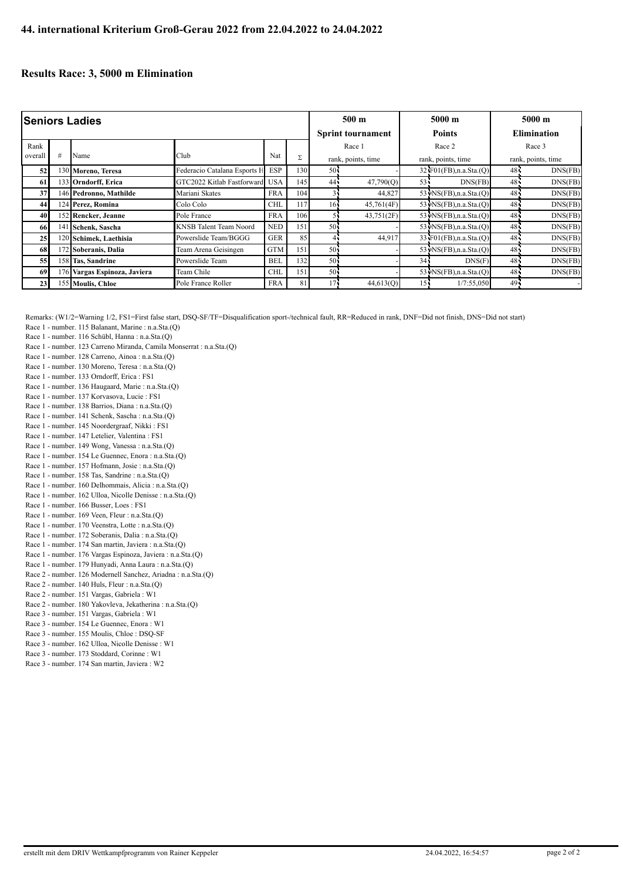## 44. international Kriterium Groß-Gerau 2022 from 22.04.2022 to 24.04.2022

### Results Race: 3, 5000 m Elimination

| Seniors Ladies | | | | | | 500 m Sprint tournament | | 5000 m Points | | 5000 m Elimination | |
|---|---|---|---|---|---|---|---|---|---|---|---|
| Rank overall | # | Name | Club | Nat | Σ | Race 1 rank, points, time | | Race 2 rank, points, time | | Race 3 rank, points, time | |
| 52 | 130 | **Moreno, Teresa** | Federacio Catalana Esports H | ESP | 130 | 50 | - | 32 | F01(FB),n.a.Sta.(Q) | 48 | DNS(FB) |
| 61 | 133 | **Orndorff, Erica** | GTC2022 Kitlab Fastforward | USA | 145 | 44 | 47,790(Q) | 53 | DNS(FB) | 48 | DNS(FB) |
| 37 | 146 | **Pedronno, Mathilde** | Mariani Skates | FRA | 104 | 3 | 44,827 | 53 | DNS(FB),n.a.Sta.(Q) | 48 | DNS(FB) |
| 44 | 124 | **Perez, Romina** | Colo Colo | CHL | 117 | 16 | 45,761(4F) | 53 | DNS(FB),n.a.Sta.(Q) | 48 | DNS(FB) |
| 40 | 152 | **Rencker, Jeanne** | Pole France | FRA | 106 | 5 | 43,751(2F) | 53 | DNS(FB),n.a.Sta.(Q) | 48 | DNS(FB) |
| 66 | 141 | **Schenk, Sascha** | KNSB Talent Team Noord | NED | 151 | 50 | - | 53 | DNS(FB),n.a.Sta.(Q) | 48 | DNS(FB) |
| 25 | 120 | **Schimek, Laethisia** | Powerslide Team/BGGG | GER | 85 | 4 | 44,917 | 33 | F01(FB),n.a.Sta.(Q) | 48 | DNS(FB) |
| 68 | 172 | **Soberanis, Dalia** | Team Arena Geisingen | GTM | 151 | 50 | - | 53 | DNS(FB),n.a.Sta.(Q) | 48 | DNS(FB) |
| 55 | 158 | **Tas, Sandrine** | Powerslide Team | BEL | 132 | 50 | - | 34 | DNS(F) | 48 | DNS(FB) |
| 69 | 176 | **Vargas Espinoza, Javiera** | Team Chile | CHL | 151 | 50 | - | 53 | DNS(FB),n.a.Sta.(Q) | 48 | DNS(FB) |
| 23 | 155 | **Moulis, Chloe** | Pole France Roller | FRA | 81 | 17 | 44,613(Q) | 15 | 1/7:55,050 | 49 | - |

Remarks: (W1/2=Warning 1/2, FS1=First false start, DSQ-SF/TF=Disqualification sport-/technical fault, RR=Reduced in rank, DNF=Did not finish, DNS=Did not start)

Race 1 - number. 115 Balanant, Marine : n.a.Sta.(Q)
Race 1 - number. 116 Schübl, Hanna : n.a.Sta.(Q)
Race 1 - number. 123 Carreno Miranda, Camila Monserrat : n.a.Sta.(Q)
Race 1 - number. 128 Carreno, Ainoa : n.a.Sta.(Q)
Race 1 - number. 130 Moreno, Teresa : n.a.Sta.(Q)
Race 1 - number. 133 Orndorff, Erica : FS1
Race 1 - number. 136 Haugaard, Marie : n.a.Sta.(Q)
Race 1 - number. 137 Korvasova, Lucie : FS1
Race 1 - number. 138 Barrios, Diana : n.a.Sta.(Q)
Race 1 - number. 141 Schenk, Sascha : n.a.Sta.(Q)
Race 1 - number. 145 Noordergraaf, Nikki : FS1
Race 1 - number. 147 Letelier, Valentina : FS1
Race 1 - number. 149 Wong, Vanessa : n.a.Sta.(Q)
Race 1 - number. 154 Le Guennec, Enora : n.a.Sta.(Q)
Race 1 - number. 157 Hofmann, Josie : n.a.Sta.(Q)
Race 1 - number. 158 Tas, Sandrine : n.a.Sta.(Q)
Race 1 - number. 160 Delhommais, Alicia : n.a.Sta.(Q)
Race 1 - number. 162 Ulloa, Nicolle Denisse : n.a.Sta.(Q)
Race 1 - number. 166 Busser, Loes : FS1
Race 1 - number. 169 Veen, Fleur : n.a.Sta.(Q)
Race 1 - number. 170 Veenstra, Lotte : n.a.Sta.(Q)
Race 1 - number. 172 Soberanis, Dalia : n.a.Sta.(Q)
Race 1 - number. 174 San martin, Javiera : n.a.Sta.(Q)
Race 1 - number. 176 Vargas Espinoza, Javiera : n.a.Sta.(Q)
Race 1 - number. 179 Hunyadi, Anna Laura : n.a.Sta.(Q)
Race 2 - number. 126 Modernell Sanchez, Ariadna : n.a.Sta.(Q)
Race 2 - number. 140 Huls, Fleur : n.a.Sta.(Q)
Race 2 - number. 151 Vargas, Gabriela : W1
Race 2 - number. 180 Yakovleva, Jekatherina : n.a.Sta.(Q)
Race 3 - number. 151 Vargas, Gabriela : W1
Race 3 - number. 154 Le Guennec, Enora : W1
Race 3 - number. 155 Moulis, Chloe : DSQ-SF
Race 3 - number. 162 Ulloa, Nicolle Denisse : W1
Race 3 - number. 173 Stoddard, Corinne : W1
Race 3 - number. 174 San martin, Javiera : W2

erstellt mit dem DRIV Wettkampfprogramm von Rainer Keppeler — 24.04.2022, 16:54:57